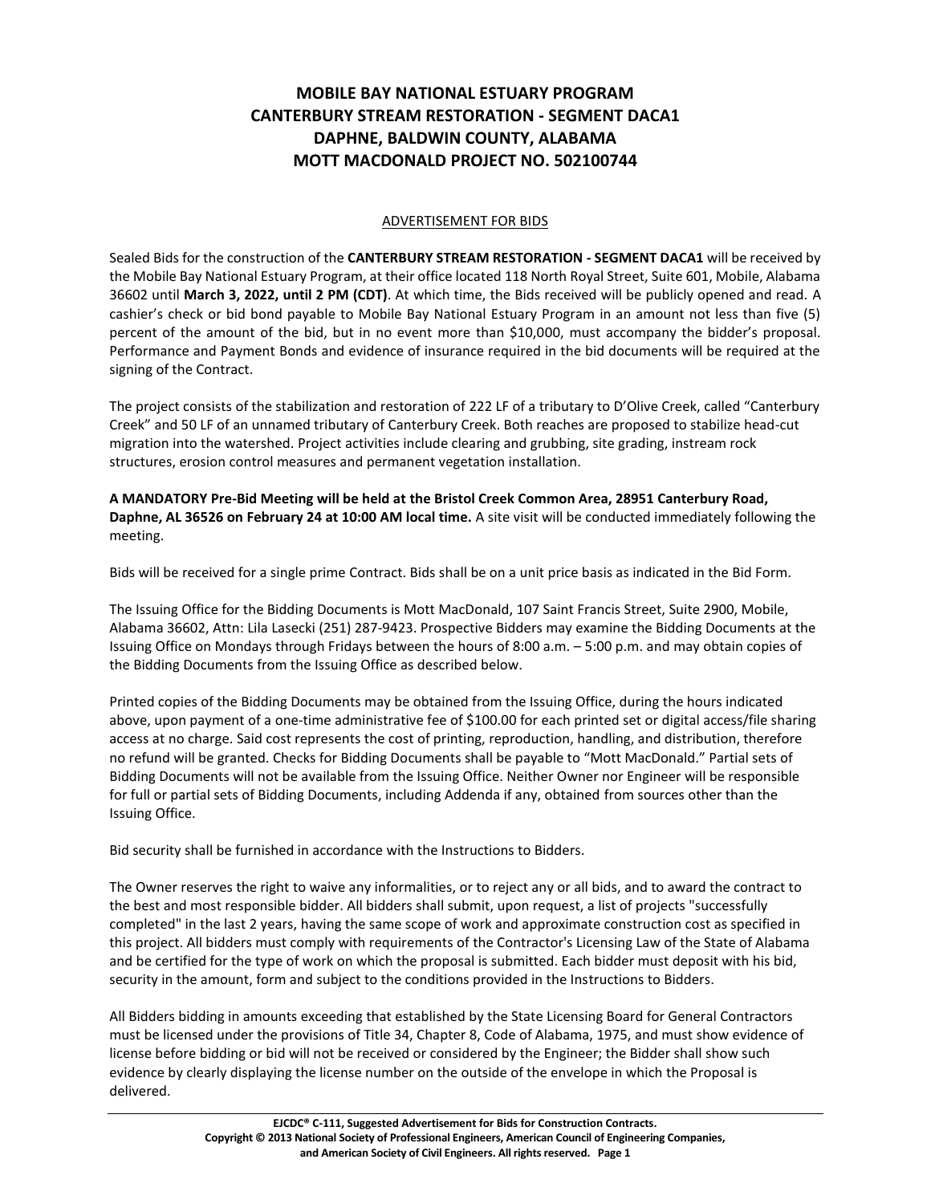# MOBILE BAY NATIONAL ESTUARY PROGRAM
# CANTERBURY STREAM RESTORATION - SEGMENT DACA1
# DAPHNE, BALDWIN COUNTY, ALABAMA
# MOTT MACDONALD PROJECT NO. 502100744

## ADVERTISEMENT FOR BIDS

Sealed Bids for the construction of the **CANTERBURY STREAM RESTORATION - SEGMENT DACA1** will be received by the Mobile Bay National Estuary Program, at their office located 118 North Royal Street, Suite 601, Mobile, Alabama 36602 until **March 3, 2022, until 2 PM (CDT)**. At which time, the Bids received will be publicly opened and read. A cashier's check or bid bond payable to Mobile Bay National Estuary Program in an amount not less than five (5) percent of the amount of the bid, but in no event more than $10,000, must accompany the bidder's proposal. Performance and Payment Bonds and evidence of insurance required in the bid documents will be required at the signing of the Contract.

The project consists of the stabilization and restoration of 222 LF of a tributary to D'Olive Creek, called "Canterbury Creek" and 50 LF of an unnamed tributary of Canterbury Creek. Both reaches are proposed to stabilize head-cut migration into the watershed. Project activities include clearing and grubbing, site grading, instream rock structures, erosion control measures and permanent vegetation installation.

**A MANDATORY Pre-Bid Meeting will be held at the Bristol Creek Common Area, 28951 Canterbury Road, Daphne, AL 36526 on February 24 at 10:00 AM local time.** A site visit will be conducted immediately following the meeting.

Bids will be received for a single prime Contract. Bids shall be on a unit price basis as indicated in the Bid Form.

The Issuing Office for the Bidding Documents is Mott MacDonald, 107 Saint Francis Street, Suite 2900, Mobile, Alabama 36602, Attn: Lila Lasecki (251) 287-9423. Prospective Bidders may examine the Bidding Documents at the Issuing Office on Mondays through Fridays between the hours of 8:00 a.m. – 5:00 p.m. and may obtain copies of the Bidding Documents from the Issuing Office as described below.

Printed copies of the Bidding Documents may be obtained from the Issuing Office, during the hours indicated above, upon payment of a one-time administrative fee of $100.00 for each printed set or digital access/file sharing access at no charge. Said cost represents the cost of printing, reproduction, handling, and distribution, therefore no refund will be granted. Checks for Bidding Documents shall be payable to "Mott MacDonald." Partial sets of Bidding Documents will not be available from the Issuing Office. Neither Owner nor Engineer will be responsible for full or partial sets of Bidding Documents, including Addenda if any, obtained from sources other than the Issuing Office.

Bid security shall be furnished in accordance with the Instructions to Bidders.

The Owner reserves the right to waive any informalities, or to reject any or all bids, and to award the contract to the best and most responsible bidder. All bidders shall submit, upon request, a list of projects "successfully completed" in the last 2 years, having the same scope of work and approximate construction cost as specified in this project. All bidders must comply with requirements of the Contractor's Licensing Law of the State of Alabama and be certified for the type of work on which the proposal is submitted. Each bidder must deposit with his bid, security in the amount, form and subject to the conditions provided in the Instructions to Bidders.

All Bidders bidding in amounts exceeding that established by the State Licensing Board for General Contractors must be licensed under the provisions of Title 34, Chapter 8, Code of Alabama, 1975, and must show evidence of license before bidding or bid will not be received or considered by the Engineer; the Bidder shall show such evidence by clearly displaying the license number on the outside of the envelope in which the Proposal is delivered.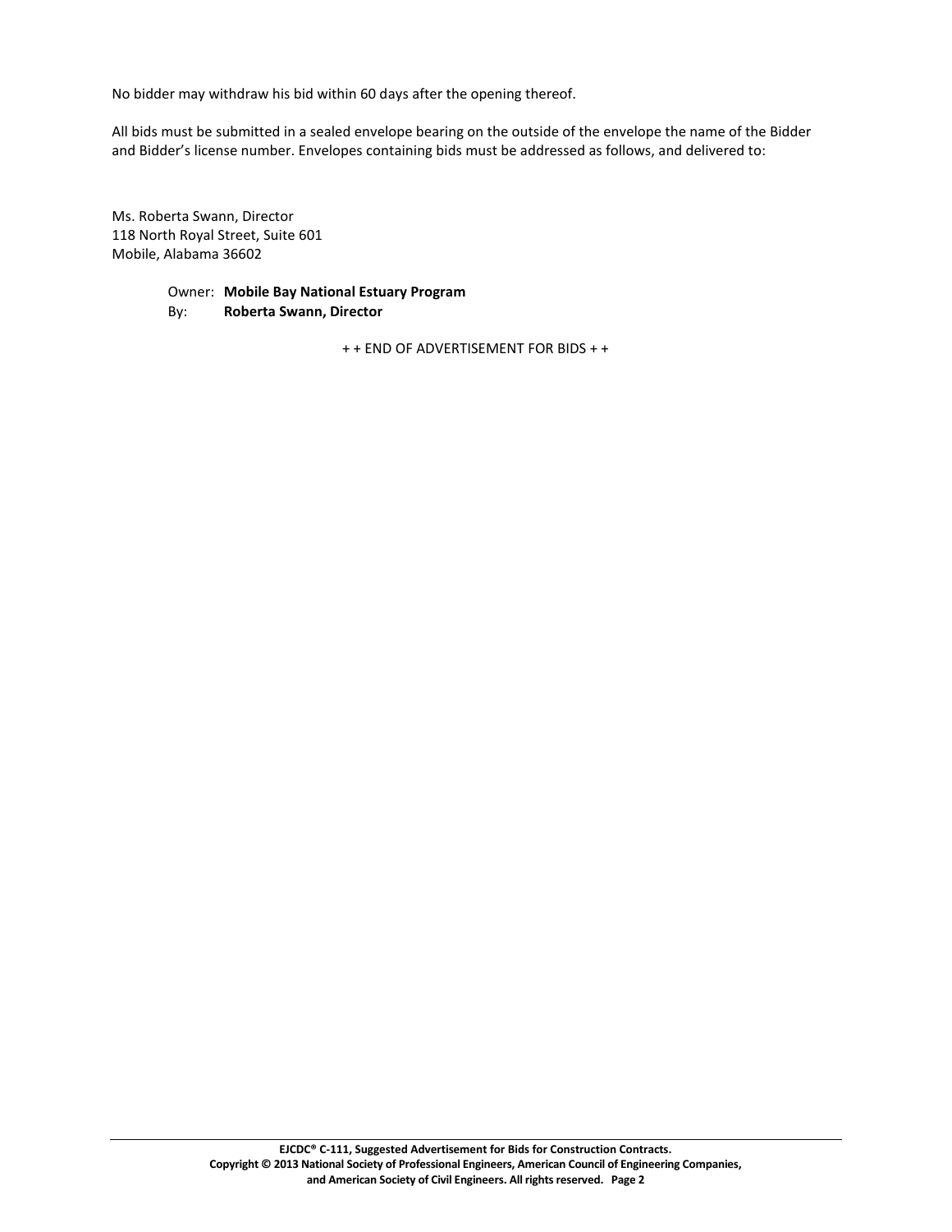No bidder may withdraw his bid within 60 days after the opening thereof.

All bids must be submitted in a sealed envelope bearing on the outside of the envelope the name of the Bidder and Bidder's license number. Envelopes containing bids must be addressed as follows, and delivered to:

Ms. Roberta Swann, Director
118 North Royal Street, Suite 601
Mobile, Alabama 36602

Owner: **Mobile Bay National Estuary Program**
By: **Roberta Swann, Director**

+ + END OF ADVERTISEMENT FOR BIDS + +